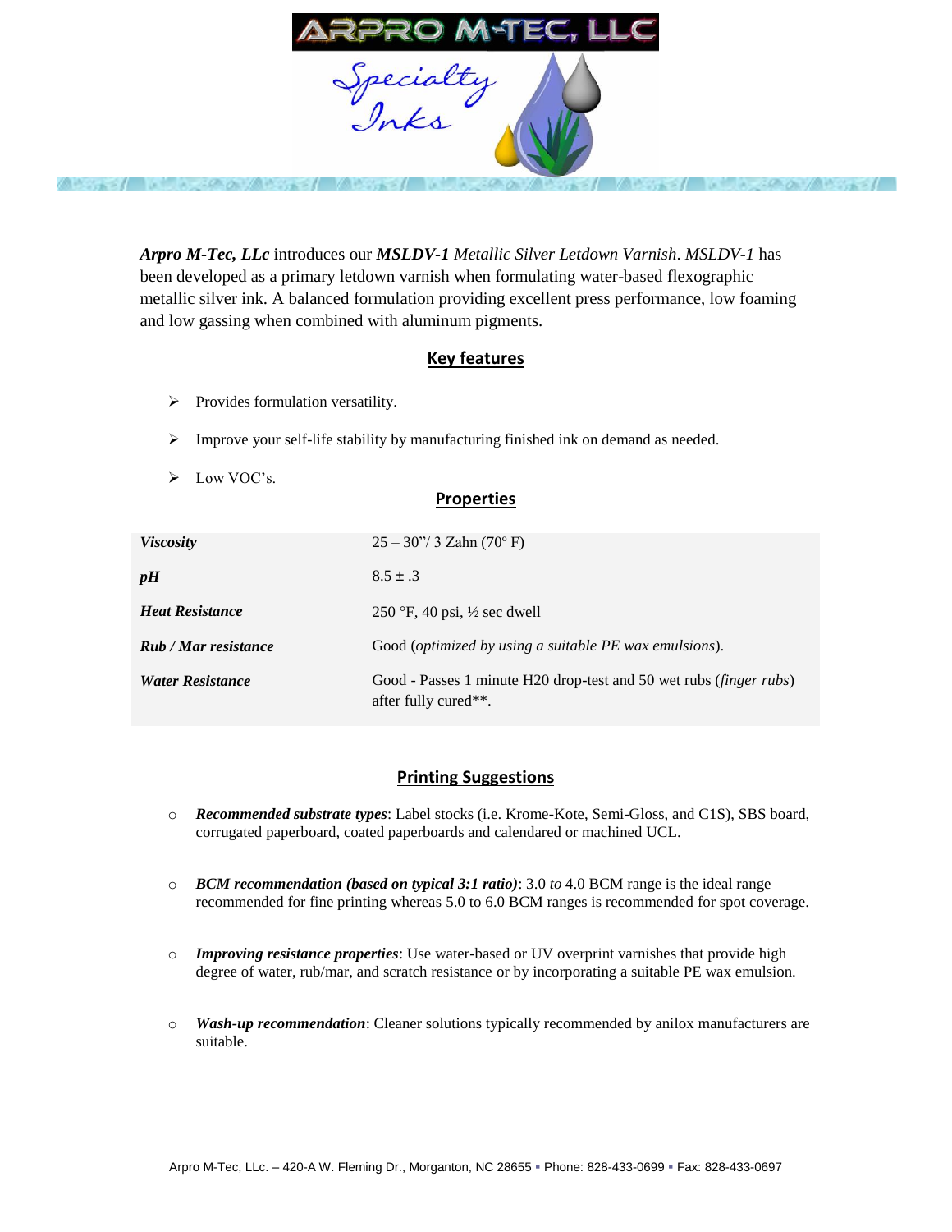*Arpro M-Tec, LLc* introduces our ***MSLDV-1*** *Metallic Silver Letdown Varnish*. *MSLDV-1* has been developed as a primary letdown varnish when formulating water-based flexographic metallic silver ink. A balanced formulation providing excellent press performance, low foaming and low gassing when combined with aluminum pigments.

## Key features

- Provides formulation versatility.
- Improve your self-life stability by manufacturing finished ink on demand as needed.
- Low VOC's.

## Properties

| | |
|---|---|
| ***Viscosity*** | 25 – 30"/ 3 Zahn (70º F) |
| ***pH*** | 8.5 ± .3 |
| ***Heat Resistance*** | 250 °F, 40 psi, ½ sec dwell |
| ***Rub / Mar resistance*** | Good (*optimized by using a suitable PE wax emulsions*). |
| ***Water Resistance*** | Good - Passes 1 minute H20 drop-test and 50 wet rubs (*finger rubs*) after fully cured**. |

## Printing Suggestions

- ***Recommended substrate types***: Label stocks (i.e. Krome-Kote, Semi-Gloss, and C1S), SBS board, corrugated paperboard, coated paperboards and calendared or machined UCL.
- ***BCM recommendation (based on typical 3:1 ratio)***: 3.0 *to* 4.0 BCM range is the ideal range recommended for fine printing whereas 5.0 to 6.0 BCM ranges is recommended for spot coverage.
- ***Improving resistance properties***: Use water-based or UV overprint varnishes that provide high degree of water, rub/mar, and scratch resistance or by incorporating a suitable PE wax emulsion.
- ***Wash-up recommendation***: Cleaner solutions typically recommended by anilox manufacturers are suitable.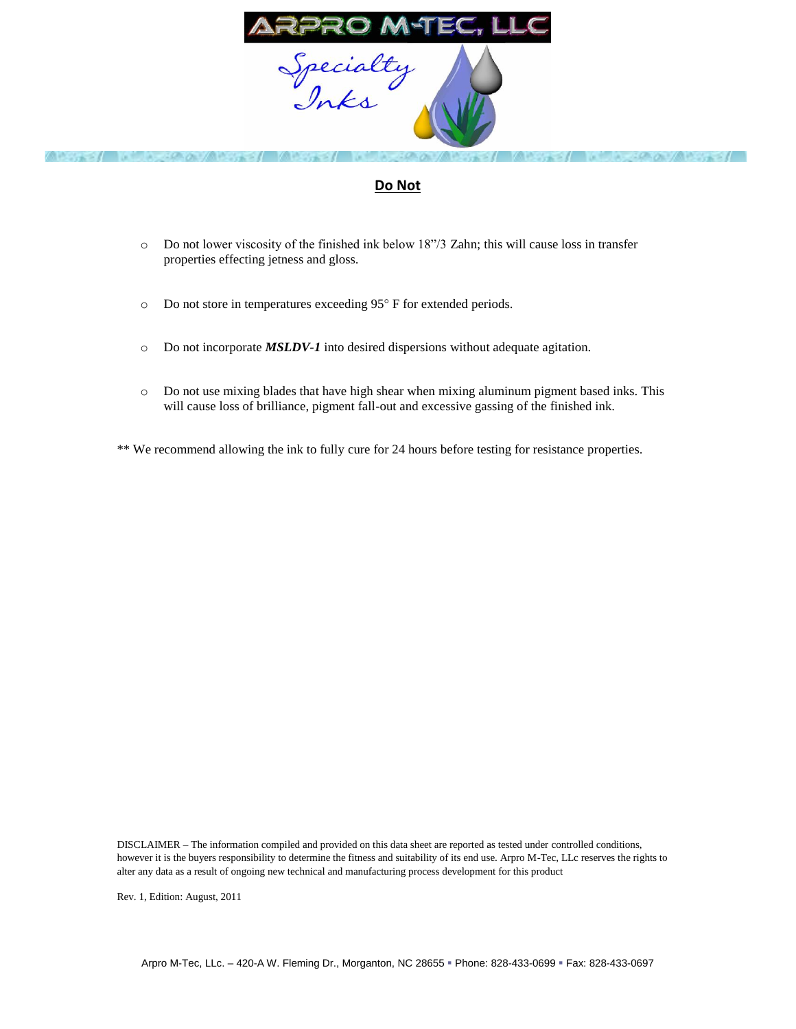# Do Not

- Do not lower viscosity of the finished ink below 18"/3 Zahn; this will cause loss in transfer properties effecting jetness and gloss.

- Do not store in temperatures exceeding 95° F for extended periods.

- Do not incorporate ***MSLDV-1*** into desired dispersions without adequate agitation.

- Do not use mixing blades that have high shear when mixing aluminum pigment based inks. This will cause loss of brilliance, pigment fall-out and excessive gassing of the finished ink.

** We recommend allowing the ink to fully cure for 24 hours before testing for resistance properties.

DISCLAIMER – The information compiled and provided on this data sheet are reported as tested under controlled conditions, however it is the buyers responsibility to determine the fitness and suitability of its end use. Arpro M-Tec, LLc reserves the rights to alter any data as a result of ongoing new technical and manufacturing process development for this product

Rev. 1, Edition: August, 2011

Arpro M-Tec, LLc. – 420-A W. Fleming Dr., Morganton, NC 28655 ▪ Phone: 828-433-0699 ▪ Fax: 828-433-0697